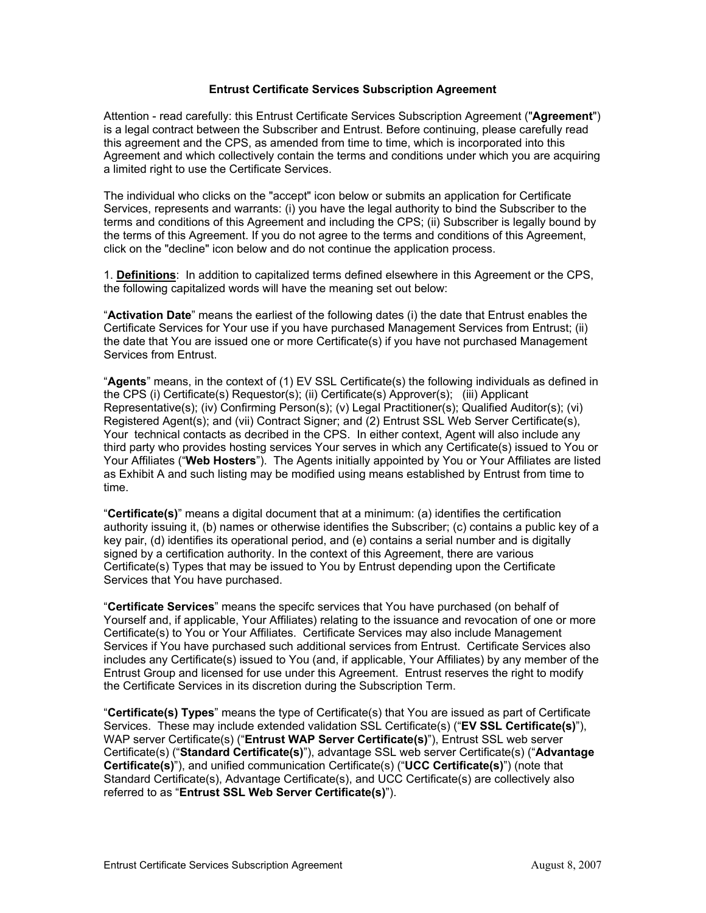# Entrust Certificate Services Subscription Agreement

Attention - read carefully: this Entrust Certificate Services Subscription Agreement ("**Agreement**") is a legal contract between the Subscriber and Entrust. Before continuing, please carefully read this agreement and the CPS, as amended from time to time, which is incorporated into this Agreement and which collectively contain the terms and conditions under which you are acquiring a limited right to use the Certificate Services.

The individual who clicks on the "accept" icon below or submits an application for Certificate Services, represents and warrants: (i) you have the legal authority to bind the Subscriber to the terms and conditions of this Agreement and including the CPS; (ii) Subscriber is legally bound by the terms of this Agreement. If you do not agree to the terms and conditions of this Agreement, click on the "decline" icon below and do not continue the application process.

1. **Definitions**: In addition to capitalized terms defined elsewhere in this Agreement or the CPS, the following capitalized words will have the meaning set out below:

"**Activation Date**" means the earliest of the following dates (i) the date that Entrust enables the Certificate Services for Your use if you have purchased Management Services from Entrust; (ii) the date that You are issued one or more Certificate(s) if you have not purchased Management Services from Entrust.

"**Agents**" means, in the context of (1) EV SSL Certificate(s) the following individuals as defined in the CPS (i) Certificate(s) Requestor(s); (ii) Certificate(s) Approver(s); (iii) Applicant Representative(s); (iv) Confirming Person(s); (v) Legal Practitioner(s); Qualified Auditor(s); (vi) Registered Agent(s); and (vii) Contract Signer; and (2) Entrust SSL Web Server Certificate(s), Your technical contacts as decribed in the CPS. In either context, Agent will also include any third party who provides hosting services Your serves in which any Certificate(s) issued to You or Your Affiliates ("**Web Hosters**"). The Agents initially appointed by You or Your Affiliates are listed as Exhibit A and such listing may be modified using means established by Entrust from time to time.

"**Certificate(s)**" means a digital document that at a minimum: (a) identifies the certification authority issuing it, (b) names or otherwise identifies the Subscriber; (c) contains a public key of a key pair, (d) identifies its operational period, and (e) contains a serial number and is digitally signed by a certification authority. In the context of this Agreement, there are various Certificate(s) Types that may be issued to You by Entrust depending upon the Certificate Services that You have purchased.

"**Certificate Services**" means the specifc services that You have purchased (on behalf of Yourself and, if applicable, Your Affiliates) relating to the issuance and revocation of one or more Certificate(s) to You or Your Affiliates. Certificate Services may also include Management Services if You have purchased such additional services from Entrust. Certificate Services also includes any Certificate(s) issued to You (and, if applicable, Your Affiliates) by any member of the Entrust Group and licensed for use under this Agreement. Entrust reserves the right to modify the Certificate Services in its discretion during the Subscription Term.

"**Certificate(s) Types**" means the type of Certificate(s) that You are issued as part of Certificate Services. These may include extended validation SSL Certificate(s) ("**EV SSL Certificate(s)**"), WAP server Certificate(s) ("**Entrust WAP Server Certificate(s)**"), Entrust SSL web server Certificate(s) ("**Standard Certificate(s)**"), advantage SSL web server Certificate(s) ("**Advantage Certificate(s)**"), and unified communication Certificate(s) ("**UCC Certificate(s)**") (note that Standard Certificate(s), Advantage Certificate(s), and UCC Certificate(s) are collectively also referred to as "**Entrust SSL Web Server Certificate(s)**").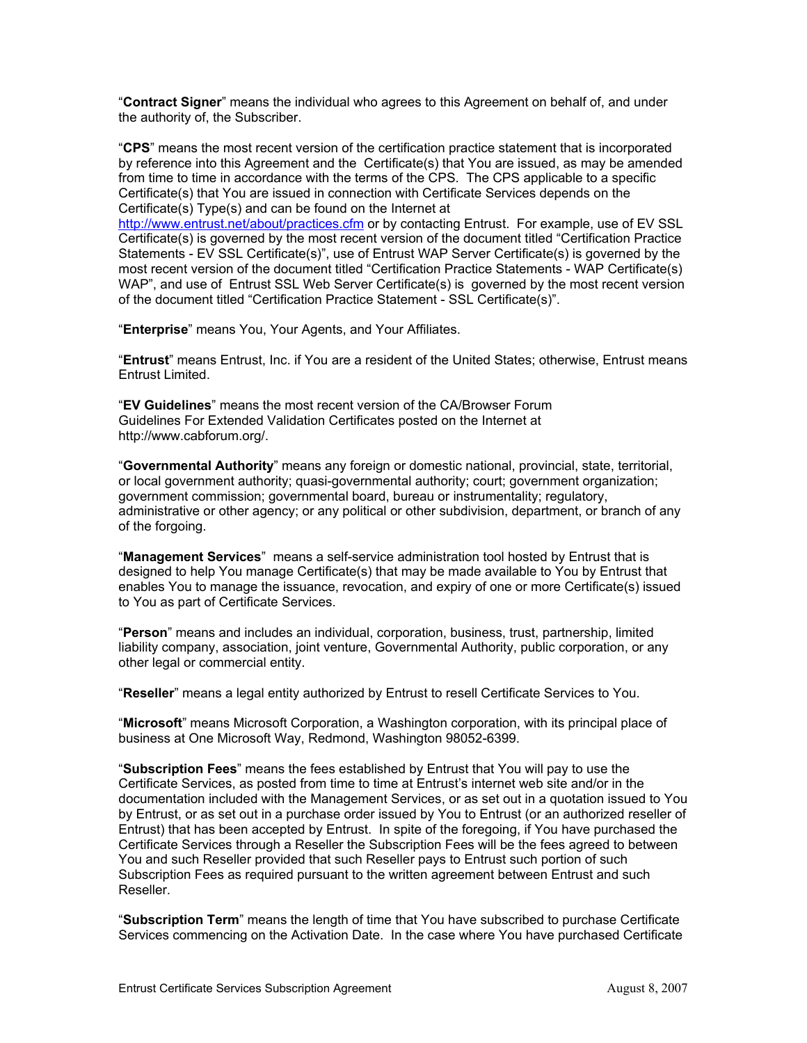"**Contract Signer**" means the individual who agrees to this Agreement on behalf of, and under the authority of, the Subscriber.

"**CPS**" means the most recent version of the certification practice statement that is incorporated by reference into this Agreement and the Certificate(s) that You are issued, as may be amended from time to time in accordance with the terms of the CPS. The CPS applicable to a specific Certificate(s) that You are issued in connection with Certificate Services depends on the Certificate(s) Type(s) and can be found on the Internet at http://www.entrust.net/about/practices.cfm or by contacting Entrust. For example, use of EV SSL Certificate(s) is governed by the most recent version of the document titled "Certification Practice Statements - EV SSL Certificate(s)", use of Entrust WAP Server Certificate(s) is governed by the most recent version of the document titled "Certification Practice Statements - WAP Certificate(s) WAP", and use of Entrust SSL Web Server Certificate(s) is governed by the most recent version of the document titled "Certification Practice Statement - SSL Certificate(s)".

"**Enterprise**" means You, Your Agents, and Your Affiliates.

"**Entrust**" means Entrust, Inc. if You are a resident of the United States; otherwise, Entrust means Entrust Limited.

"**EV Guidelines**" means the most recent version of the CA/Browser Forum Guidelines For Extended Validation Certificates posted on the Internet at http://www.cabforum.org/.

"**Governmental Authority**" means any foreign or domestic national, provincial, state, territorial, or local government authority; quasi-governmental authority; court; government organization; government commission; governmental board, bureau or instrumentality; regulatory, administrative or other agency; or any political or other subdivision, department, or branch of any of the forgoing.

"**Management Services**" means a self-service administration tool hosted by Entrust that is designed to help You manage Certificate(s) that may be made available to You by Entrust that enables You to manage the issuance, revocation, and expiry of one or more Certificate(s) issued to You as part of Certificate Services.

"**Person**" means and includes an individual, corporation, business, trust, partnership, limited liability company, association, joint venture, Governmental Authority, public corporation, or any other legal or commercial entity.

"**Reseller**" means a legal entity authorized by Entrust to resell Certificate Services to You.

"**Microsoft**" means Microsoft Corporation, a Washington corporation, with its principal place of business at One Microsoft Way, Redmond, Washington 98052-6399.

"**Subscription Fees**" means the fees established by Entrust that You will pay to use the Certificate Services, as posted from time to time at Entrust's internet web site and/or in the documentation included with the Management Services, or as set out in a quotation issued to You by Entrust, or as set out in a purchase order issued by You to Entrust (or an authorized reseller of Entrust) that has been accepted by Entrust. In spite of the foregoing, if You have purchased the Certificate Services through a Reseller the Subscription Fees will be the fees agreed to between You and such Reseller provided that such Reseller pays to Entrust such portion of such Subscription Fees as required pursuant to the written agreement between Entrust and such Reseller.

"**Subscription Term**" means the length of time that You have subscribed to purchase Certificate Services commencing on the Activation Date. In the case where You have purchased Certificate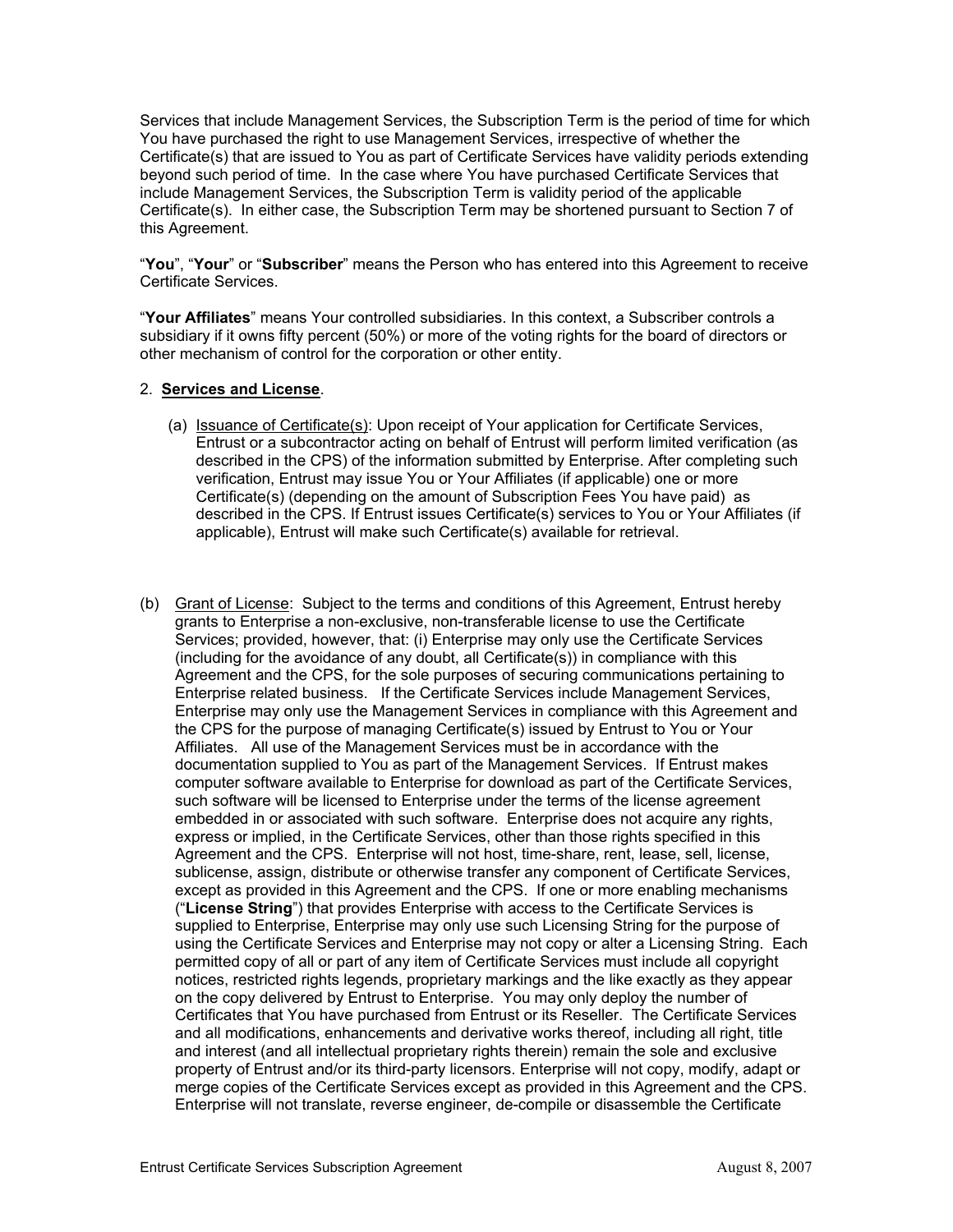Services that include Management Services, the Subscription Term is the period of time for which You have purchased the right to use Management Services, irrespective of whether the Certificate(s) that are issued to You as part of Certificate Services have validity periods extending beyond such period of time. In the case where You have purchased Certificate Services that include Management Services, the Subscription Term is validity period of the applicable Certificate(s). In either case, the Subscription Term may be shortened pursuant to Section 7 of this Agreement.

"**You**", "**Your**" or "**Subscriber**" means the Person who has entered into this Agreement to receive Certificate Services.

"**Your Affiliates**" means Your controlled subsidiaries. In this context, a Subscriber controls a subsidiary if it owns fifty percent (50%) or more of the voting rights for the board of directors or other mechanism of control for the corporation or other entity.

2. **Services and License**.

(a) Issuance of Certificate(s): Upon receipt of Your application for Certificate Services, Entrust or a subcontractor acting on behalf of Entrust will perform limited verification (as described in the CPS) of the information submitted by Enterprise. After completing such verification, Entrust may issue You or Your Affiliates (if applicable) one or more Certificate(s) (depending on the amount of Subscription Fees You have paid) as described in the CPS. If Entrust issues Certificate(s) services to You or Your Affiliates (if applicable), Entrust will make such Certificate(s) available for retrieval.

(b) Grant of License: Subject to the terms and conditions of this Agreement, Entrust hereby grants to Enterprise a non-exclusive, non-transferable license to use the Certificate Services; provided, however, that: (i) Enterprise may only use the Certificate Services (including for the avoidance of any doubt, all Certificate(s)) in compliance with this Agreement and the CPS, for the sole purposes of securing communications pertaining to Enterprise related business. If the Certificate Services include Management Services, Enterprise may only use the Management Services in compliance with this Agreement and the CPS for the purpose of managing Certificate(s) issued by Entrust to You or Your Affiliates. All use of the Management Services must be in accordance with the documentation supplied to You as part of the Management Services. If Entrust makes computer software available to Enterprise for download as part of the Certificate Services, such software will be licensed to Enterprise under the terms of the license agreement embedded in or associated with such software. Enterprise does not acquire any rights, express or implied, in the Certificate Services, other than those rights specified in this Agreement and the CPS. Enterprise will not host, time-share, rent, lease, sell, license, sublicense, assign, distribute or otherwise transfer any component of Certificate Services, except as provided in this Agreement and the CPS. If one or more enabling mechanisms ("**License String**") that provides Enterprise with access to the Certificate Services is supplied to Enterprise, Enterprise may only use such Licensing String for the purpose of using the Certificate Services and Enterprise may not copy or alter a Licensing String. Each permitted copy of all or part of any item of Certificate Services must include all copyright notices, restricted rights legends, proprietary markings and the like exactly as they appear on the copy delivered by Entrust to Enterprise. You may only deploy the number of Certificates that You have purchased from Entrust or its Reseller. The Certificate Services and all modifications, enhancements and derivative works thereof, including all right, title and interest (and all intellectual proprietary rights therein) remain the sole and exclusive property of Entrust and/or its third-party licensors. Enterprise will not copy, modify, adapt or merge copies of the Certificate Services except as provided in this Agreement and the CPS. Enterprise will not translate, reverse engineer, de-compile or disassemble the Certificate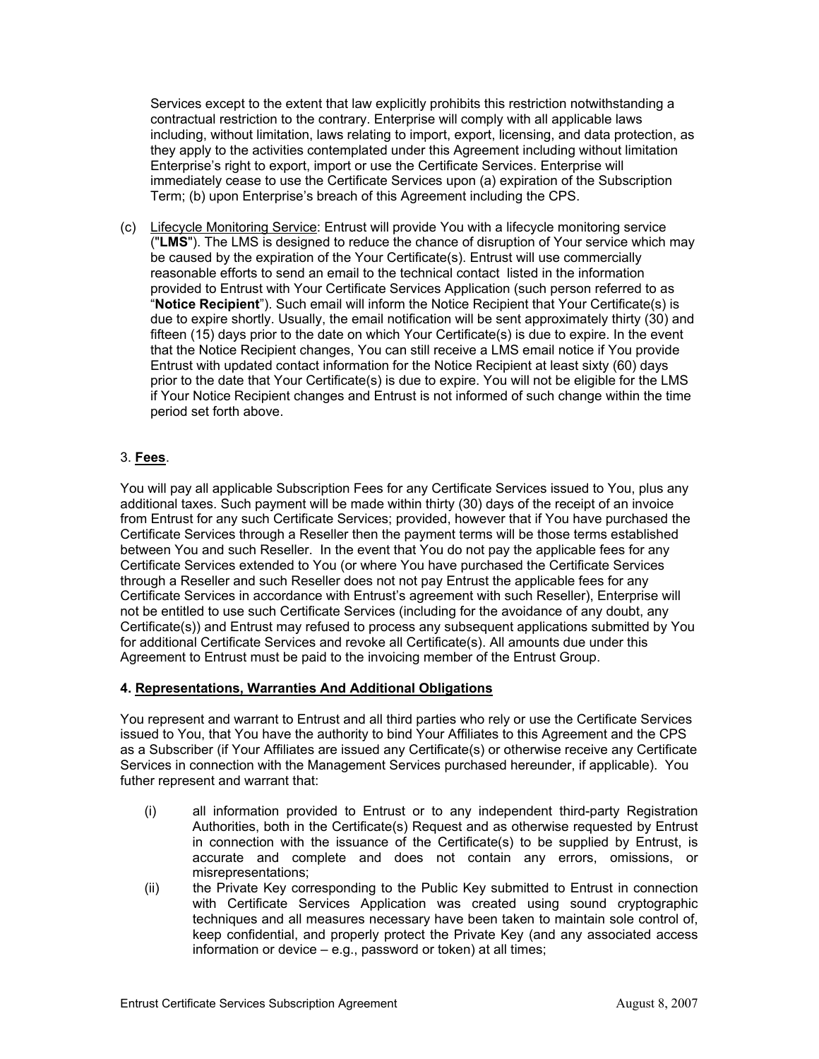Services except to the extent that law explicitly prohibits this restriction notwithstanding a contractual restriction to the contrary. Enterprise will comply with all applicable laws including, without limitation, laws relating to import, export, licensing, and data protection, as they apply to the activities contemplated under this Agreement including without limitation Enterprise's right to export, import or use the Certificate Services. Enterprise will immediately cease to use the Certificate Services upon (a) expiration of the Subscription Term; (b) upon Enterprise's breach of this Agreement including the CPS.

(c) Lifecycle Monitoring Service: Entrust will provide You with a lifecycle monitoring service ("**LMS**"). The LMS is designed to reduce the chance of disruption of Your service which may be caused by the expiration of the Your Certificate(s). Entrust will use commercially reasonable efforts to send an email to the technical contact listed in the information provided to Entrust with Your Certificate Services Application (such person referred to as "**Notice Recipient**"). Such email will inform the Notice Recipient that Your Certificate(s) is due to expire shortly. Usually, the email notification will be sent approximately thirty (30) and fifteen (15) days prior to the date on which Your Certificate(s) is due to expire. In the event that the Notice Recipient changes, You can still receive a LMS email notice if You provide Entrust with updated contact information for the Notice Recipient at least sixty (60) days prior to the date that Your Certificate(s) is due to expire. You will not be eligible for the LMS if Your Notice Recipient changes and Entrust is not informed of such change within the time period set forth above.

3. **Fees**.

You will pay all applicable Subscription Fees for any Certificate Services issued to You, plus any additional taxes. Such payment will be made within thirty (30) days of the receipt of an invoice from Entrust for any such Certificate Services; provided, however that if You have purchased the Certificate Services through a Reseller then the payment terms will be those terms established between You and such Reseller. In the event that You do not pay the applicable fees for any Certificate Services extended to You (or where You have purchased the Certificate Services through a Reseller and such Reseller does not not pay Entrust the applicable fees for any Certificate Services in accordance with Entrust's agreement with such Reseller), Enterprise will not be entitled to use such Certificate Services (including for the avoidance of any doubt, any Certificate(s)) and Entrust may refused to process any subsequent applications submitted by You for additional Certificate Services and revoke all Certificate(s). All amounts due under this Agreement to Entrust must be paid to the invoicing member of the Entrust Group.

**4. Representations, Warranties And Additional Obligations**

You represent and warrant to Entrust and all third parties who rely or use the Certificate Services issued to You, that You have the authority to bind Your Affiliates to this Agreement and the CPS as a Subscriber (if Your Affiliates are issued any Certificate(s) or otherwise receive any Certificate Services in connection with the Management Services purchased hereunder, if applicable). You futher represent and warrant that:

(i) all information provided to Entrust or to any independent third-party Registration Authorities, both in the Certificate(s) Request and as otherwise requested by Entrust in connection with the issuance of the Certificate(s) to be supplied by Entrust, is accurate and complete and does not contain any errors, omissions, or misrepresentations;

(ii) the Private Key corresponding to the Public Key submitted to Entrust in connection with Certificate Services Application was created using sound cryptographic techniques and all measures necessary have been taken to maintain sole control of, keep confidential, and properly protect the Private Key (and any associated access information or device – e.g., password or token) at all times;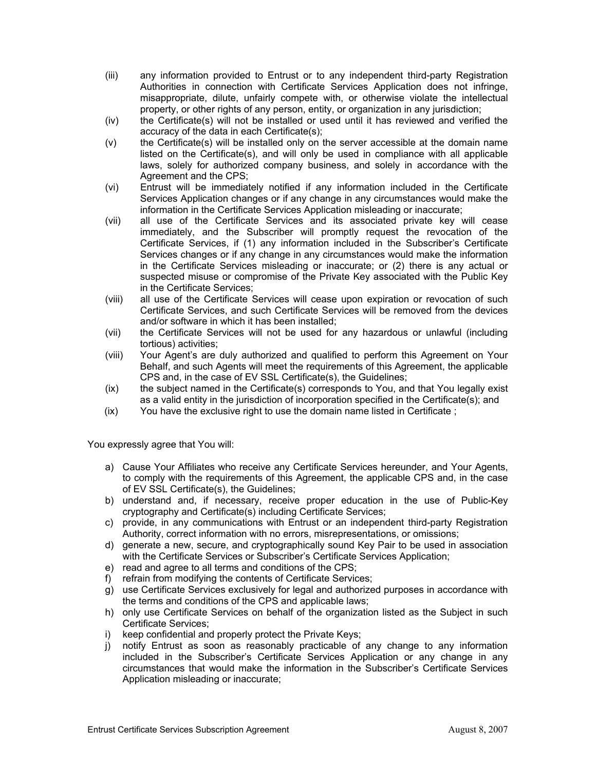(iii) any information provided to Entrust or to any independent third-party Registration Authorities in connection with Certificate Services Application does not infringe, misappropriate, dilute, unfairly compete with, or otherwise violate the intellectual property, or other rights of any person, entity, or organization in any jurisdiction;

(iv) the Certificate(s) will not be installed or used until it has reviewed and verified the accuracy of the data in each Certificate(s);

(v) the Certificate(s) will be installed only on the server accessible at the domain name listed on the Certificate(s), and will only be used in compliance with all applicable laws, solely for authorized company business, and solely in accordance with the Agreement and the CPS;

(vi) Entrust will be immediately notified if any information included in the Certificate Services Application changes or if any change in any circumstances would make the information in the Certificate Services Application misleading or inaccurate;

(vii) all use of the Certificate Services and its associated private key will cease immediately, and the Subscriber will promptly request the revocation of the Certificate Services, if (1) any information included in the Subscriber's Certificate Services changes or if any change in any circumstances would make the information in the Certificate Services misleading or inaccurate; or (2) there is any actual or suspected misuse or compromise of the Private Key associated with the Public Key in the Certificate Services;

(viii) all use of the Certificate Services will cease upon expiration or revocation of such Certificate Services, and such Certificate Services will be removed from the devices and/or software in which it has been installed;

(vii) the Certificate Services will not be used for any hazardous or unlawful (including tortious) activities;

(viii) Your Agent's are duly authorized and qualified to perform this Agreement on Your Behalf, and such Agents will meet the requirements of this Agreement, the applicable CPS and, in the case of EV SSL Certificate(s), the Guidelines;

(ix) the subject named in the Certificate(s) corresponds to You, and that You legally exist as a valid entity in the jurisdiction of incorporation specified in the Certificate(s); and

(ix) You have the exclusive right to use the domain name listed in Certificate ;

You expressly agree that You will:

a) Cause Your Affiliates who receive any Certificate Services hereunder, and Your Agents, to comply with the requirements of this Agreement, the applicable CPS and, in the case of EV SSL Certificate(s), the Guidelines;
b) understand and, if necessary, receive proper education in the use of Public-Key cryptography and Certificate(s) including Certificate Services;
c) provide, in any communications with Entrust or an independent third-party Registration Authority, correct information with no errors, misrepresentations, or omissions;
d) generate a new, secure, and cryptographically sound Key Pair to be used in association with the Certificate Services or Subscriber's Certificate Services Application;
e) read and agree to all terms and conditions of the CPS;
f) refrain from modifying the contents of Certificate Services;
g) use Certificate Services exclusively for legal and authorized purposes in accordance with the terms and conditions of the CPS and applicable laws;
h) only use Certificate Services on behalf of the organization listed as the Subject in such Certificate Services;
i) keep confidential and properly protect the Private Keys;
j) notify Entrust as soon as reasonably practicable of any change to any information included in the Subscriber's Certificate Services Application or any change in any circumstances that would make the information in the Subscriber's Certificate Services Application misleading or inaccurate;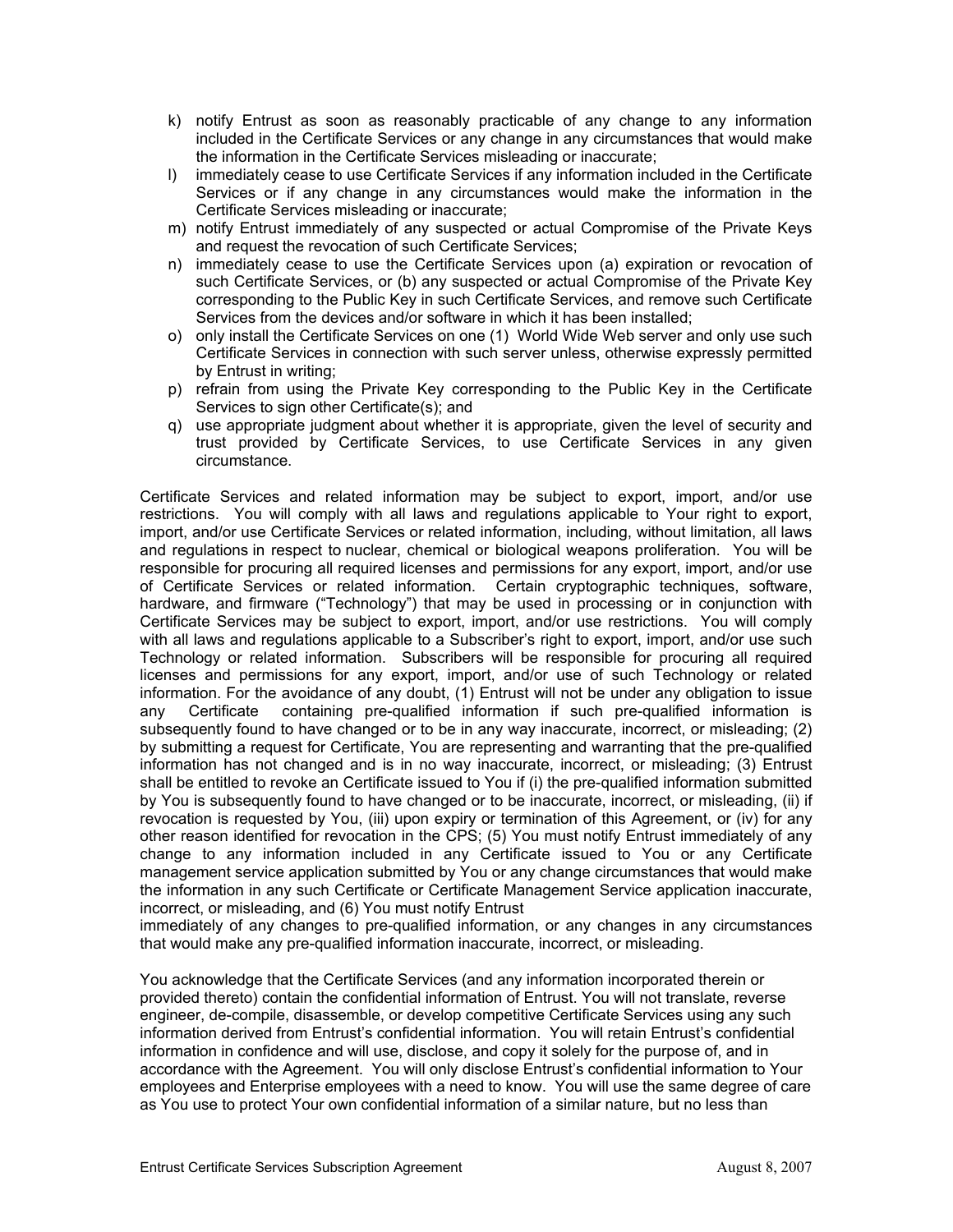k) notify Entrust as soon as reasonably practicable of any change to any information included in the Certificate Services or any change in any circumstances that would make the information in the Certificate Services misleading or inaccurate;
l) immediately cease to use Certificate Services if any information included in the Certificate Services or if any change in any circumstances would make the information in the Certificate Services misleading or inaccurate;
m) notify Entrust immediately of any suspected or actual Compromise of the Private Keys and request the revocation of such Certificate Services;
n) immediately cease to use the Certificate Services upon (a) expiration or revocation of such Certificate Services, or (b) any suspected or actual Compromise of the Private Key corresponding to the Public Key in such Certificate Services, and remove such Certificate Services from the devices and/or software in which it has been installed;
o) only install the Certificate Services on one (1) World Wide Web server and only use such Certificate Services in connection with such server unless, otherwise expressly permitted by Entrust in writing;
p) refrain from using the Private Key corresponding to the Public Key in the Certificate Services to sign other Certificate(s); and
q) use appropriate judgment about whether it is appropriate, given the level of security and trust provided by Certificate Services, to use Certificate Services in any given circumstance.

Certificate Services and related information may be subject to export, import, and/or use restrictions. You will comply with all laws and regulations applicable to Your right to export, import, and/or use Certificate Services or related information, including, without limitation, all laws and regulations in respect to nuclear, chemical or biological weapons proliferation. You will be responsible for procuring all required licenses and permissions for any export, import, and/or use of Certificate Services or related information. Certain cryptographic techniques, software, hardware, and firmware ("Technology") that may be used in processing or in conjunction with Certificate Services may be subject to export, import, and/or use restrictions. You will comply with all laws and regulations applicable to a Subscriber's right to export, import, and/or use such Technology or related information. Subscribers will be responsible for procuring all required licenses and permissions for any export, import, and/or use of such Technology or related information. For the avoidance of any doubt, (1) Entrust will not be under any obligation to issue any Certificate containing pre-qualified information if such pre-qualified information is subsequently found to have changed or to be in any way inaccurate, incorrect, or misleading; (2) by submitting a request for Certificate, You are representing and warranting that the pre-qualified information has not changed and is in no way inaccurate, incorrect, or misleading; (3) Entrust shall be entitled to revoke an Certificate issued to You if (i) the pre-qualified information submitted by You is subsequently found to have changed or to be inaccurate, incorrect, or misleading, (ii) if revocation is requested by You, (iii) upon expiry or termination of this Agreement, or (iv) for any other reason identified for revocation in the CPS; (5) You must notify Entrust immediately of any change to any information included in any Certificate issued to You or any Certificate management service application submitted by You or any change circumstances that would make the information in any such Certificate or Certificate Management Service application inaccurate, incorrect, or misleading, and (6) You must notify Entrust immediately of any changes to pre-qualified information, or any changes in any circumstances that would make any pre-qualified information inaccurate, incorrect, or misleading.

You acknowledge that the Certificate Services (and any information incorporated therein or provided thereto) contain the confidential information of Entrust. You will not translate, reverse engineer, de-compile, disassemble, or develop competitive Certificate Services using any such information derived from Entrust's confidential information. You will retain Entrust's confidential information in confidence and will use, disclose, and copy it solely for the purpose of, and in accordance with the Agreement. You will only disclose Entrust's confidential information to Your employees and Enterprise employees with a need to know. You will use the same degree of care as You use to protect Your own confidential information of a similar nature, but no less than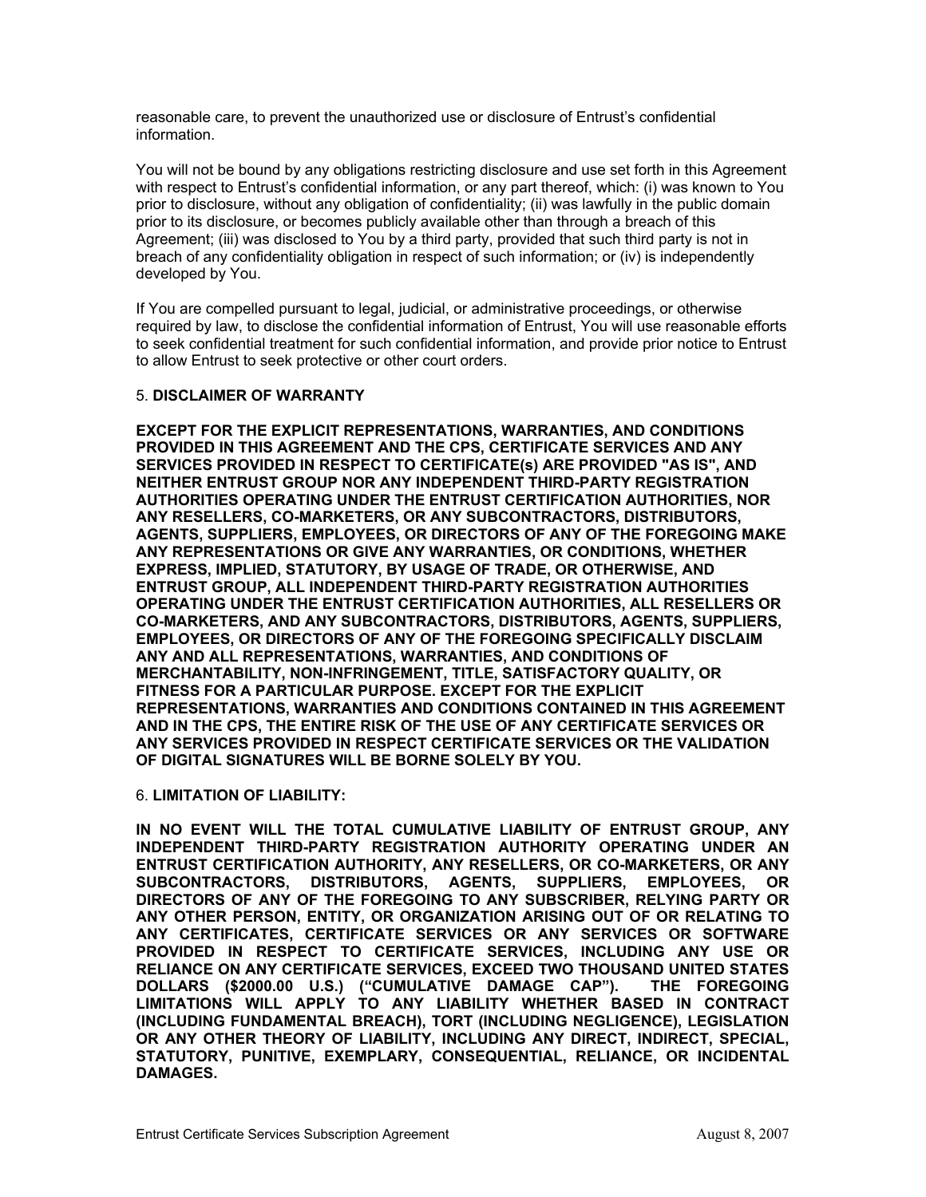reasonable care, to prevent the unauthorized use or disclosure of Entrust's confidential information.

You will not be bound by any obligations restricting disclosure and use set forth in this Agreement with respect to Entrust's confidential information, or any part thereof, which: (i) was known to You prior to disclosure, without any obligation of confidentiality; (ii) was lawfully in the public domain prior to its disclosure, or becomes publicly available other than through a breach of this Agreement; (iii) was disclosed to You by a third party, provided that such third party is not in breach of any confidentiality obligation in respect of such information; or (iv) is independently developed by You.

If You are compelled pursuant to legal, judicial, or administrative proceedings, or otherwise required by law, to disclose the confidential information of Entrust, You will use reasonable efforts to seek confidential treatment for such confidential information, and provide prior notice to Entrust to allow Entrust to seek protective or other court orders.

5. **DISCLAIMER OF WARRANTY**

**EXCEPT FOR THE EXPLICIT REPRESENTATIONS, WARRANTIES, AND CONDITIONS PROVIDED IN THIS AGREEMENT AND THE CPS, CERTIFICATE SERVICES AND ANY SERVICES PROVIDED IN RESPECT TO CERTIFICATE(s) ARE PROVIDED "AS IS", AND NEITHER ENTRUST GROUP NOR ANY INDEPENDENT THIRD-PARTY REGISTRATION AUTHORITIES OPERATING UNDER THE ENTRUST CERTIFICATION AUTHORITIES, NOR ANY RESELLERS, CO-MARKETERS, OR ANY SUBCONTRACTORS, DISTRIBUTORS, AGENTS, SUPPLIERS, EMPLOYEES, OR DIRECTORS OF ANY OF THE FOREGOING MAKE ANY REPRESENTATIONS OR GIVE ANY WARRANTIES, OR CONDITIONS, WHETHER EXPRESS, IMPLIED, STATUTORY, BY USAGE OF TRADE, OR OTHERWISE, AND ENTRUST GROUP, ALL INDEPENDENT THIRD-PARTY REGISTRATION AUTHORITIES OPERATING UNDER THE ENTRUST CERTIFICATION AUTHORITIES, ALL RESELLERS OR CO-MARKETERS, AND ANY SUBCONTRACTORS, DISTRIBUTORS, AGENTS, SUPPLIERS, EMPLOYEES, OR DIRECTORS OF ANY OF THE FOREGOING SPECIFICALLY DISCLAIM ANY AND ALL REPRESENTATIONS, WARRANTIES, AND CONDITIONS OF MERCHANTABILITY, NON-INFRINGEMENT, TITLE, SATISFACTORY QUALITY, OR FITNESS FOR A PARTICULAR PURPOSE. EXCEPT FOR THE EXPLICIT REPRESENTATIONS, WARRANTIES AND CONDITIONS CONTAINED IN THIS AGREEMENT AND IN THE CPS, THE ENTIRE RISK OF THE USE OF ANY CERTIFICATE SERVICES OR ANY SERVICES PROVIDED IN RESPECT CERTIFICATE SERVICES OR THE VALIDATION OF DIGITAL SIGNATURES WILL BE BORNE SOLELY BY YOU.**

6. **LIMITATION OF LIABILITY:**

**IN NO EVENT WILL THE TOTAL CUMULATIVE LIABILITY OF ENTRUST GROUP, ANY INDEPENDENT THIRD-PARTY REGISTRATION AUTHORITY OPERATING UNDER AN ENTRUST CERTIFICATION AUTHORITY, ANY RESELLERS, OR CO-MARKETERS, OR ANY SUBCONTRACTORS, DISTRIBUTORS, AGENTS, SUPPLIERS, EMPLOYEES, OR DIRECTORS OF ANY OF THE FOREGOING TO ANY SUBSCRIBER, RELYING PARTY OR ANY OTHER PERSON, ENTITY, OR ORGANIZATION ARISING OUT OF OR RELATING TO ANY CERTIFICATES, CERTIFICATE SERVICES OR ANY SERVICES OR SOFTWARE PROVIDED IN RESPECT TO CERTIFICATE SERVICES, INCLUDING ANY USE OR RELIANCE ON ANY CERTIFICATE SERVICES, EXCEED TWO THOUSAND UNITED STATES DOLLARS ($2000.00 U.S.) ("CUMULATIVE DAMAGE CAP"). THE FOREGOING LIMITATIONS WILL APPLY TO ANY LIABILITY WHETHER BASED IN CONTRACT (INCLUDING FUNDAMENTAL BREACH), TORT (INCLUDING NEGLIGENCE), LEGISLATION OR ANY OTHER THEORY OF LIABILITY, INCLUDING ANY DIRECT, INDIRECT, SPECIAL, STATUTORY, PUNITIVE, EXEMPLARY, CONSEQUENTIAL, RELIANCE, OR INCIDENTAL DAMAGES.**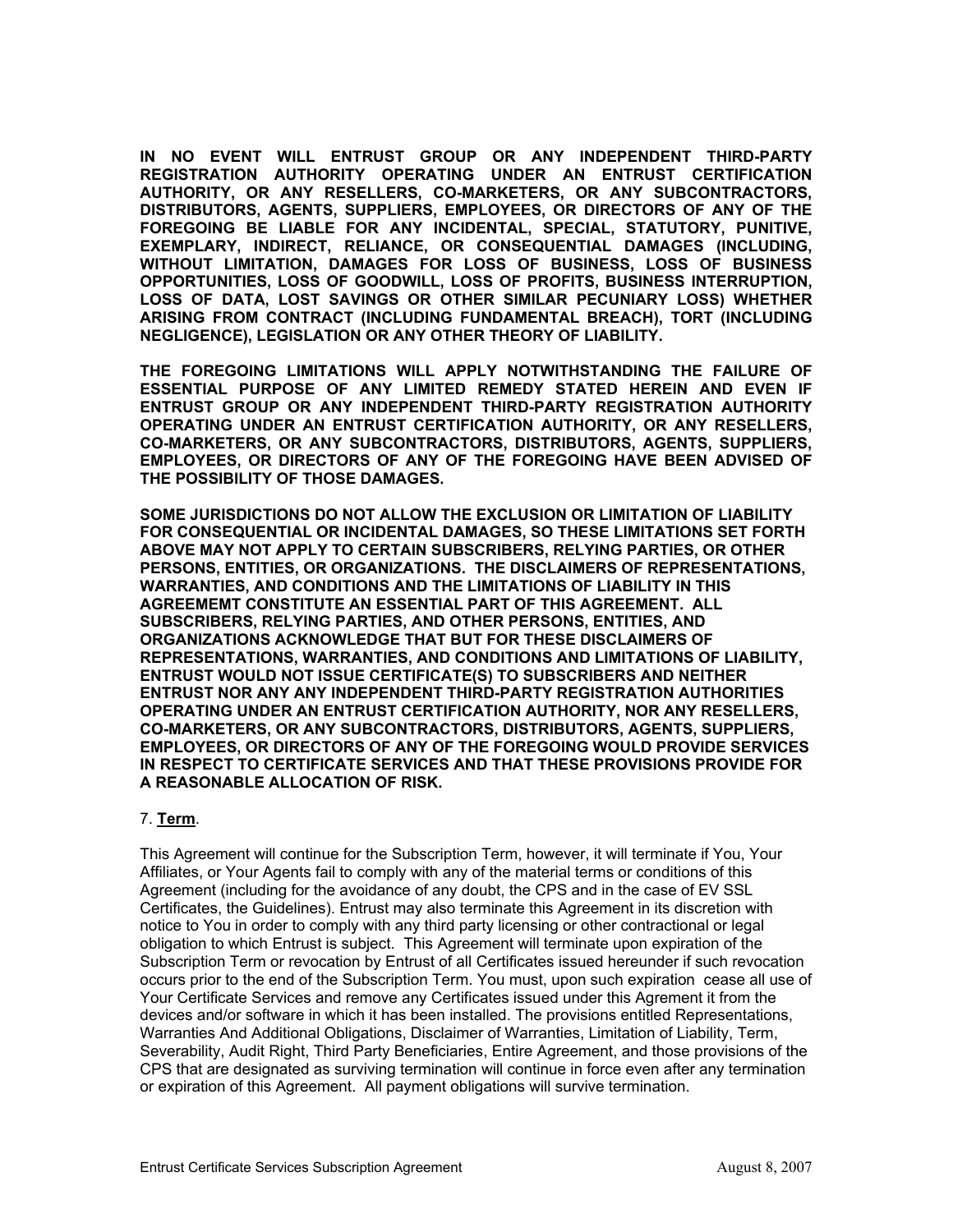**IN NO EVENT WILL ENTRUST GROUP OR ANY INDEPENDENT THIRD-PARTY REGISTRATION AUTHORITY OPERATING UNDER AN ENTRUST CERTIFICATION AUTHORITY, OR ANY RESELLERS, CO-MARKETERS, OR ANY SUBCONTRACTORS, DISTRIBUTORS, AGENTS, SUPPLIERS, EMPLOYEES, OR DIRECTORS OF ANY OF THE FOREGOING BE LIABLE FOR ANY INCIDENTAL, SPECIAL, STATUTORY, PUNITIVE, EXEMPLARY, INDIRECT, RELIANCE, OR CONSEQUENTIAL DAMAGES (INCLUDING, WITHOUT LIMITATION, DAMAGES FOR LOSS OF BUSINESS, LOSS OF BUSINESS OPPORTUNITIES, LOSS OF GOODWILL, LOSS OF PROFITS, BUSINESS INTERRUPTION, LOSS OF DATA, LOST SAVINGS OR OTHER SIMILAR PECUNIARY LOSS) WHETHER ARISING FROM CONTRACT (INCLUDING FUNDAMENTAL BREACH), TORT (INCLUDING NEGLIGENCE), LEGISLATION OR ANY OTHER THEORY OF LIABILITY.**

**THE FOREGOING LIMITATIONS WILL APPLY NOTWITHSTANDING THE FAILURE OF ESSENTIAL PURPOSE OF ANY LIMITED REMEDY STATED HEREIN AND EVEN IF ENTRUST GROUP OR ANY INDEPENDENT THIRD-PARTY REGISTRATION AUTHORITY OPERATING UNDER AN ENTRUST CERTIFICATION AUTHORITY, OR ANY RESELLERS, CO-MARKETERS, OR ANY SUBCONTRACTORS, DISTRIBUTORS, AGENTS, SUPPLIERS, EMPLOYEES, OR DIRECTORS OF ANY OF THE FOREGOING HAVE BEEN ADVISED OF THE POSSIBILITY OF THOSE DAMAGES.**

**SOME JURISDICTIONS DO NOT ALLOW THE EXCLUSION OR LIMITATION OF LIABILITY FOR CONSEQUENTIAL OR INCIDENTAL DAMAGES, SO THESE LIMITATIONS SET FORTH ABOVE MAY NOT APPLY TO CERTAIN SUBSCRIBERS, RELYING PARTIES, OR OTHER PERSONS, ENTITIES, OR ORGANIZATIONS. THE DISCLAIMERS OF REPRESENTATIONS, WARRANTIES, AND CONDITIONS AND THE LIMITATIONS OF LIABILITY IN THIS AGREEMEMT CONSTITUTE AN ESSENTIAL PART OF THIS AGREEMENT. ALL SUBSCRIBERS, RELYING PARTIES, AND OTHER PERSONS, ENTITIES, AND ORGANIZATIONS ACKNOWLEDGE THAT BUT FOR THESE DISCLAIMERS OF REPRESENTATIONS, WARRANTIES, AND CONDITIONS AND LIMITATIONS OF LIABILITY, ENTRUST WOULD NOT ISSUE CERTIFICATE(S) TO SUBSCRIBERS AND NEITHER ENTRUST NOR ANY ANY INDEPENDENT THIRD-PARTY REGISTRATION AUTHORITIES OPERATING UNDER AN ENTRUST CERTIFICATION AUTHORITY, NOR ANY RESELLERS, CO-MARKETERS, OR ANY SUBCONTRACTORS, DISTRIBUTORS, AGENTS, SUPPLIERS, EMPLOYEES, OR DIRECTORS OF ANY OF THE FOREGOING WOULD PROVIDE SERVICES IN RESPECT TO CERTIFICATE SERVICES AND THAT THESE PROVISIONS PROVIDE FOR A REASONABLE ALLOCATION OF RISK.**

7. **Term**.

This Agreement will continue for the Subscription Term, however, it will terminate if You, Your Affiliates, or Your Agents fail to comply with any of the material terms or conditions of this Agreement (including for the avoidance of any doubt, the CPS and in the case of EV SSL Certificates, the Guidelines). Entrust may also terminate this Agreement in its discretion with notice to You in order to comply with any third party licensing or other contractional or legal obligation to which Entrust is subject. This Agreement will terminate upon expiration of the Subscription Term or revocation by Entrust of all Certificates issued hereunder if such revocation occurs prior to the end of the Subscription Term. You must, upon such expiration cease all use of Your Certificate Services and remove any Certificates issued under this Agrement it from the devices and/or software in which it has been installed. The provisions entitled Representations, Warranties And Additional Obligations, Disclaimer of Warranties, Limitation of Liability, Term, Severability, Audit Right, Third Party Beneficiaries, Entire Agreement, and those provisions of the CPS that are designated as surviving termination will continue in force even after any termination or expiration of this Agreement. All payment obligations will survive termination.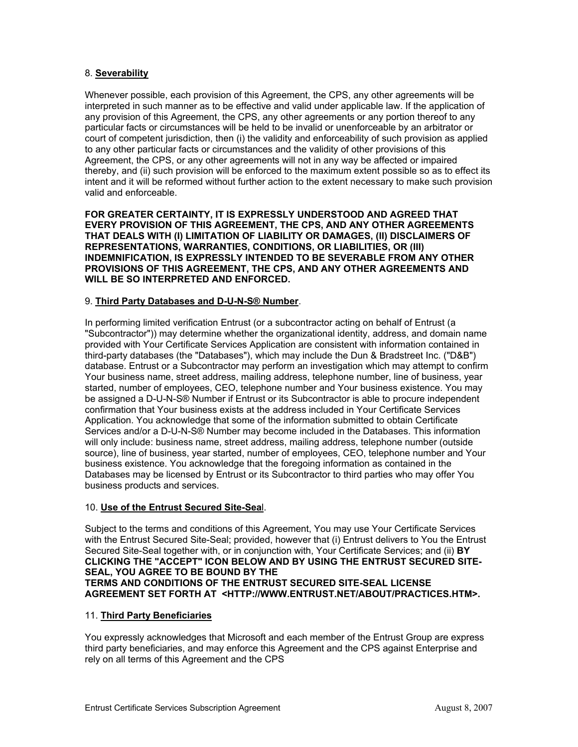8. **Severability**

Whenever possible, each provision of this Agreement, the CPS, any other agreements will be interpreted in such manner as to be effective and valid under applicable law. If the application of any provision of this Agreement, the CPS, any other agreements or any portion thereof to any particular facts or circumstances will be held to be invalid or unenforceable by an arbitrator or court of competent jurisdiction, then (i) the validity and enforceability of such provision as applied to any other particular facts or circumstances and the validity of other provisions of this Agreement, the CPS, or any other agreements will not in any way be affected or impaired thereby, and (ii) such provision will be enforced to the maximum extent possible so as to effect its intent and it will be reformed without further action to the extent necessary to make such provision valid and enforceable.

**FOR GREATER CERTAINTY, IT IS EXPRESSLY UNDERSTOOD AND AGREED THAT EVERY PROVISION OF THIS AGREEMENT, THE CPS, AND ANY OTHER AGREEMENTS THAT DEALS WITH (I) LIMITATION OF LIABILITY OR DAMAGES, (II) DISCLAIMERS OF REPRESENTATIONS, WARRANTIES, CONDITIONS, OR LIABILITIES, OR (III) INDEMNIFICATION, IS EXPRESSLY INTENDED TO BE SEVERABLE FROM ANY OTHER PROVISIONS OF THIS AGREEMENT, THE CPS, AND ANY OTHER AGREEMENTS AND WILL BE SO INTERPRETED AND ENFORCED.**

9. **Third Party Databases and D-U-N-S® Number**.

In performing limited verification Entrust (or a subcontractor acting on behalf of Entrust (a "Subcontractor")) may determine whether the organizational identity, address, and domain name provided with Your Certificate Services Application are consistent with information contained in third-party databases (the "Databases"), which may include the Dun & Bradstreet Inc. ("D&B") database. Entrust or a Subcontractor may perform an investigation which may attempt to confirm Your business name, street address, mailing address, telephone number, line of business, year started, number of employees, CEO, telephone number and Your business existence. You may be assigned a D-U-N-S® Number if Entrust or its Subcontractor is able to procure independent confirmation that Your business exists at the address included in Your Certificate Services Application. You acknowledge that some of the information submitted to obtain Certificate Services and/or a D-U-N-S® Number may become included in the Databases. This information will only include: business name, street address, mailing address, telephone number (outside source), line of business, year started, number of employees, CEO, telephone number and Your business existence. You acknowledge that the foregoing information as contained in the Databases may be licensed by Entrust or its Subcontractor to third parties who may offer You business products and services.

10. **Use of the Entrust Secured Site-Sea**l.

Subject to the terms and conditions of this Agreement, You may use Your Certificate Services with the Entrust Secured Site-Seal; provided, however that (i) Entrust delivers to You the Entrust Secured Site-Seal together with, or in conjunction with, Your Certificate Services; and (ii) **BY CLICKING THE "ACCEPT" ICON BELOW AND BY USING THE ENTRUST SECURED SITE-SEAL, YOU AGREE TO BE BOUND BY THE TERMS AND CONDITIONS OF THE ENTRUST SECURED SITE-SEAL LICENSE AGREEMENT SET FORTH AT <HTTP://WWW.ENTRUST.NET/ABOUT/PRACTICES.HTM>.**

11. **Third Party Beneficiaries**

You expressly acknowledges that Microsoft and each member of the Entrust Group are express third party beneficiaries, and may enforce this Agreement and the CPS against Enterprise and rely on all terms of this Agreement and the CPS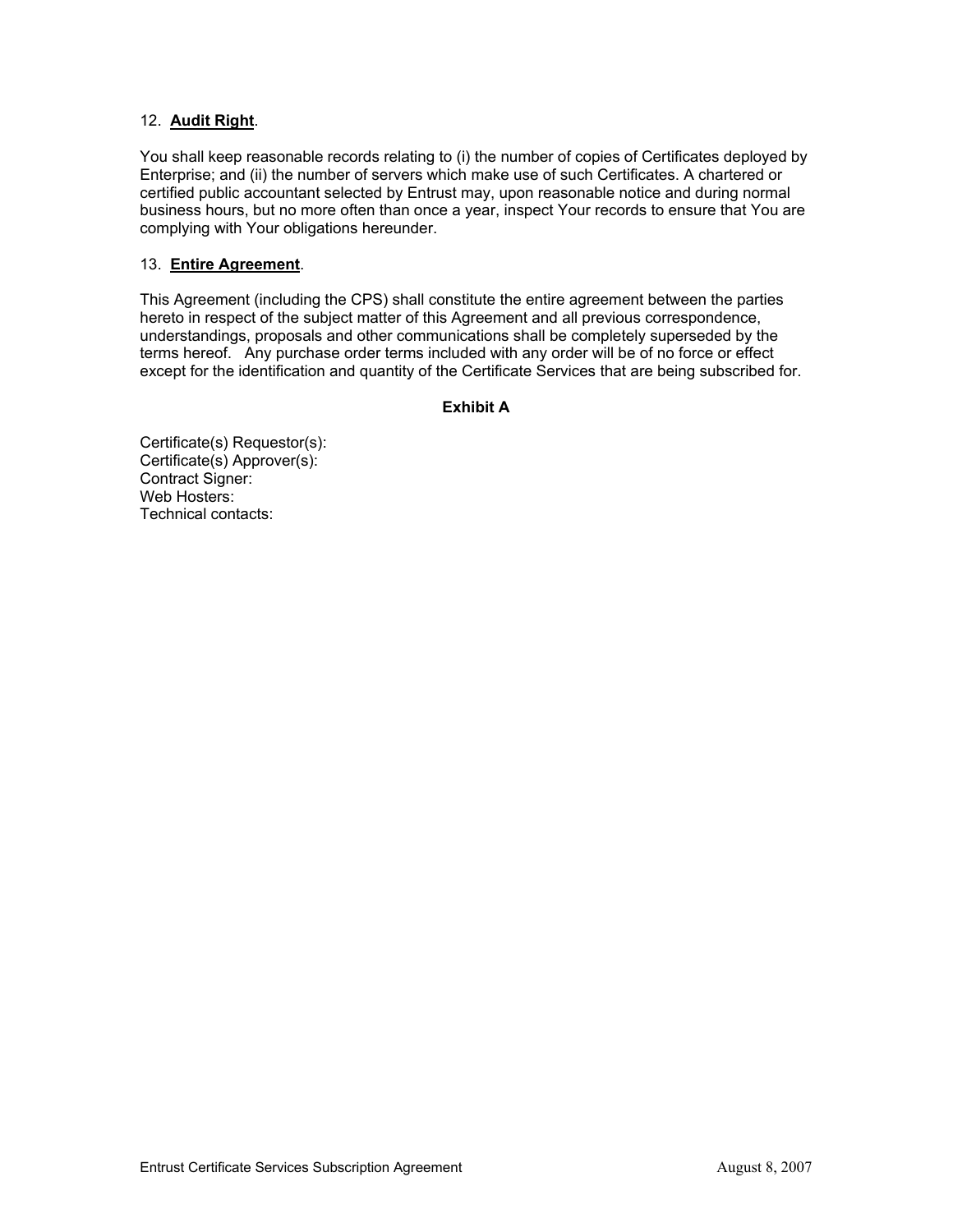12. **Audit Right**.

You shall keep reasonable records relating to (i) the number of copies of Certificates deployed by Enterprise; and (ii) the number of servers which make use of such Certificates. A chartered or certified public accountant selected by Entrust may, upon reasonable notice and during normal business hours, but no more often than once a year, inspect Your records to ensure that You are complying with Your obligations hereunder.

13. **Entire Agreement**.

This Agreement (including the CPS) shall constitute the entire agreement between the parties hereto in respect of the subject matter of this Agreement and all previous correspondence, understandings, proposals and other communications shall be completely superseded by the terms hereof. Any purchase order terms included with any order will be of no force or effect except for the identification and quantity of the Certificate Services that are being subscribed for.

**Exhibit A**

Certificate(s) Requestor(s):
Certificate(s) Approver(s):
Contract Signer:
Web Hosters:
Technical contacts: